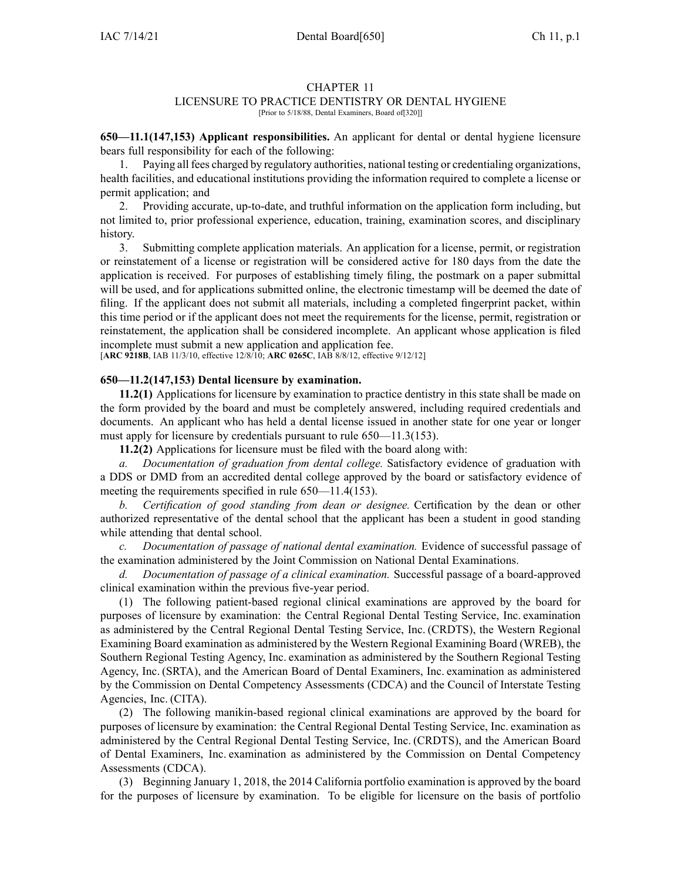# CHAPTER 11
## LICENSURE TO PRACTICE DENTISTRY OR DENTAL HYGIENE
[Prior to 5/18/88, Dental Examiners, Board of[320]]

**650—11.1(147,153) Applicant responsibilities.** An applicant for dental or dental hygiene licensure bears full responsibility for each of the following:

1. Paying all fees charged by regulatory authorities, national testing or credentialing organizations, health facilities, and educational institutions providing the information required to complete a license or permit application; and

2. Providing accurate, up-to-date, and truthful information on the application form including, but not limited to, prior professional experience, education, training, examination scores, and disciplinary history.

3. Submitting complete application materials. An application for a license, permit, or registration or reinstatement of a license or registration will be considered active for 180 days from the date the application is received. For purposes of establishing timely filing, the postmark on a paper submittal will be used, and for applications submitted online, the electronic timestamp will be deemed the date of filing. If the applicant does not submit all materials, including a completed fingerprint packet, within this time period or if the applicant does not meet the requirements for the license, permit, registration or reinstatement, the application shall be considered incomplete. An applicant whose application is filed incomplete must submit a new application and application fee.

[**ARC 9218B**, IAB 11/3/10, effective 12/8/10; **ARC 0265C**, IAB 8/8/12, effective 9/12/12]

**650—11.2(147,153) Dental licensure by examination.**

**11.2(1)** Applications for licensure by examination to practice dentistry in this state shall be made on the form provided by the board and must be completely answered, including required credentials and documents. An applicant who has held a dental license issued in another state for one year or longer must apply for licensure by credentials pursuant to rule 650—11.3(153).

**11.2(2)** Applications for licensure must be filed with the board along with:

*a. Documentation of graduation from dental college.* Satisfactory evidence of graduation with a DDS or DMD from an accredited dental college approved by the board or satisfactory evidence of meeting the requirements specified in rule 650—11.4(153).

*b. Certification of good standing from dean or designee.* Certification by the dean or other authorized representative of the dental school that the applicant has been a student in good standing while attending that dental school.

*c. Documentation of passage of national dental examination.* Evidence of successful passage of the examination administered by the Joint Commission on National Dental Examinations.

*d. Documentation of passage of a clinical examination.* Successful passage of a board-approved clinical examination within the previous five-year period.

(1) The following patient-based regional clinical examinations are approved by the board for purposes of licensure by examination: the Central Regional Dental Testing Service, Inc. examination as administered by the Central Regional Dental Testing Service, Inc. (CRDTS), the Western Regional Examining Board examination as administered by the Western Regional Examining Board (WREB), the Southern Regional Testing Agency, Inc. examination as administered by the Southern Regional Testing Agency, Inc. (SRTA), and the American Board of Dental Examiners, Inc. examination as administered by the Commission on Dental Competency Assessments (CDCA) and the Council of Interstate Testing Agencies, Inc. (CITA).

(2) The following manikin-based regional clinical examinations are approved by the board for purposes of licensure by examination: the Central Regional Dental Testing Service, Inc. examination as administered by the Central Regional Dental Testing Service, Inc. (CRDTS), and the American Board of Dental Examiners, Inc. examination as administered by the Commission on Dental Competency Assessments (CDCA).

(3) Beginning January 1, 2018, the 2014 California portfolio examination is approved by the board for the purposes of licensure by examination. To be eligible for licensure on the basis of portfolio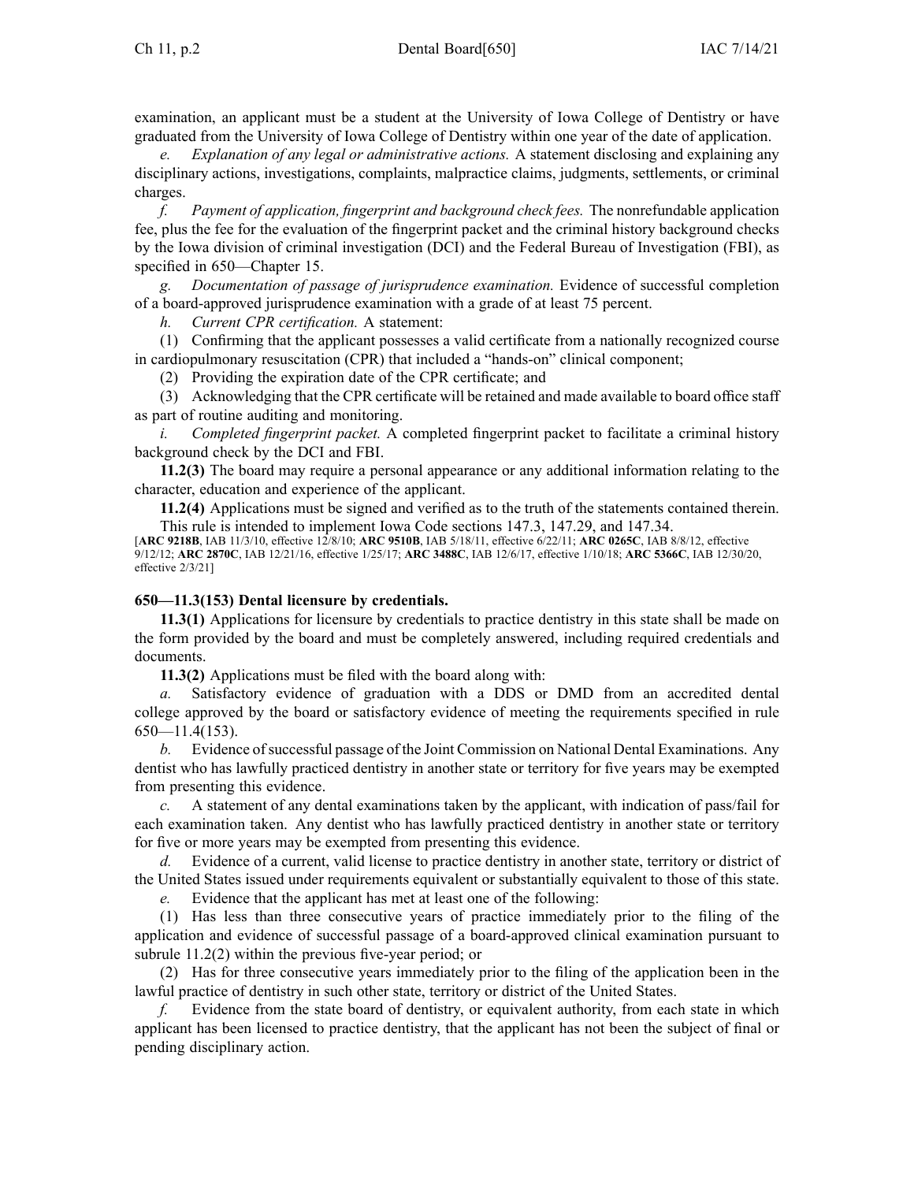examination, an applicant must be a student at the University of Iowa College of Dentistry or have graduated from the University of Iowa College of Dentistry within one year of the date of application.

*e. Explanation of any legal or administrative actions.* A statement disclosing and explaining any disciplinary actions, investigations, complaints, malpractice claims, judgments, settlements, or criminal charges.

*f. Payment of application, fingerprint and background check fees.* The nonrefundable application fee, plus the fee for the evaluation of the fingerprint packet and the criminal history background checks by the Iowa division of criminal investigation (DCI) and the Federal Bureau of Investigation (FBI), as specified in 650—Chapter 15.

*g. Documentation of passage of jurisprudence examination.* Evidence of successful completion of a board-approved jurisprudence examination with a grade of at least 75 percent.

*h. Current CPR certification.* A statement:

(1) Confirming that the applicant possesses a valid certificate from a nationally recognized course in cardiopulmonary resuscitation (CPR) that included a "hands-on" clinical component;

(2) Providing the expiration date of the CPR certificate; and

(3) Acknowledging that the CPR certificate will be retained and made available to board office staff as part of routine auditing and monitoring.

*i. Completed fingerprint packet.* A completed fingerprint packet to facilitate a criminal history background check by the DCI and FBI.

**11.2(3)** The board may require a personal appearance or any additional information relating to the character, education and experience of the applicant.

**11.2(4)** Applications must be signed and verified as to the truth of the statements contained therein.

This rule is intended to implement Iowa Code sections 147.3, 147.29, and 147.34.

[**ARC 9218B**, IAB 11/3/10, effective 12/8/10; **ARC 9510B**, IAB 5/18/11, effective 6/22/11; **ARC 0265C**, IAB 8/8/12, effective 9/12/12; **ARC 2870C**, IAB 12/21/16, effective 1/25/17; **ARC 3488C**, IAB 12/6/17, effective 1/10/18; **ARC 5366C**, IAB 12/30/20, effective 2/3/21]

**650—11.3(153) Dental licensure by credentials.**

**11.3(1)** Applications for licensure by credentials to practice dentistry in this state shall be made on the form provided by the board and must be completely answered, including required credentials and documents.

**11.3(2)** Applications must be filed with the board along with:

*a.* Satisfactory evidence of graduation with a DDS or DMD from an accredited dental college approved by the board or satisfactory evidence of meeting the requirements specified in rule 650—11.4(153).

*b.* Evidence of successful passage of the Joint Commission on National Dental Examinations. Any dentist who has lawfully practiced dentistry in another state or territory for five years may be exempted from presenting this evidence.

*c.* A statement of any dental examinations taken by the applicant, with indication of pass/fail for each examination taken. Any dentist who has lawfully practiced dentistry in another state or territory for five or more years may be exempted from presenting this evidence.

*d.* Evidence of a current, valid license to practice dentistry in another state, territory or district of the United States issued under requirements equivalent or substantially equivalent to those of this state.

*e.* Evidence that the applicant has met at least one of the following:

(1) Has less than three consecutive years of practice immediately prior to the filing of the application and evidence of successful passage of a board-approved clinical examination pursuant to subrule 11.2(2) within the previous five-year period; or

(2) Has for three consecutive years immediately prior to the filing of the application been in the lawful practice of dentistry in such other state, territory or district of the United States.

*f.* Evidence from the state board of dentistry, or equivalent authority, from each state in which applicant has been licensed to practice dentistry, that the applicant has not been the subject of final or pending disciplinary action.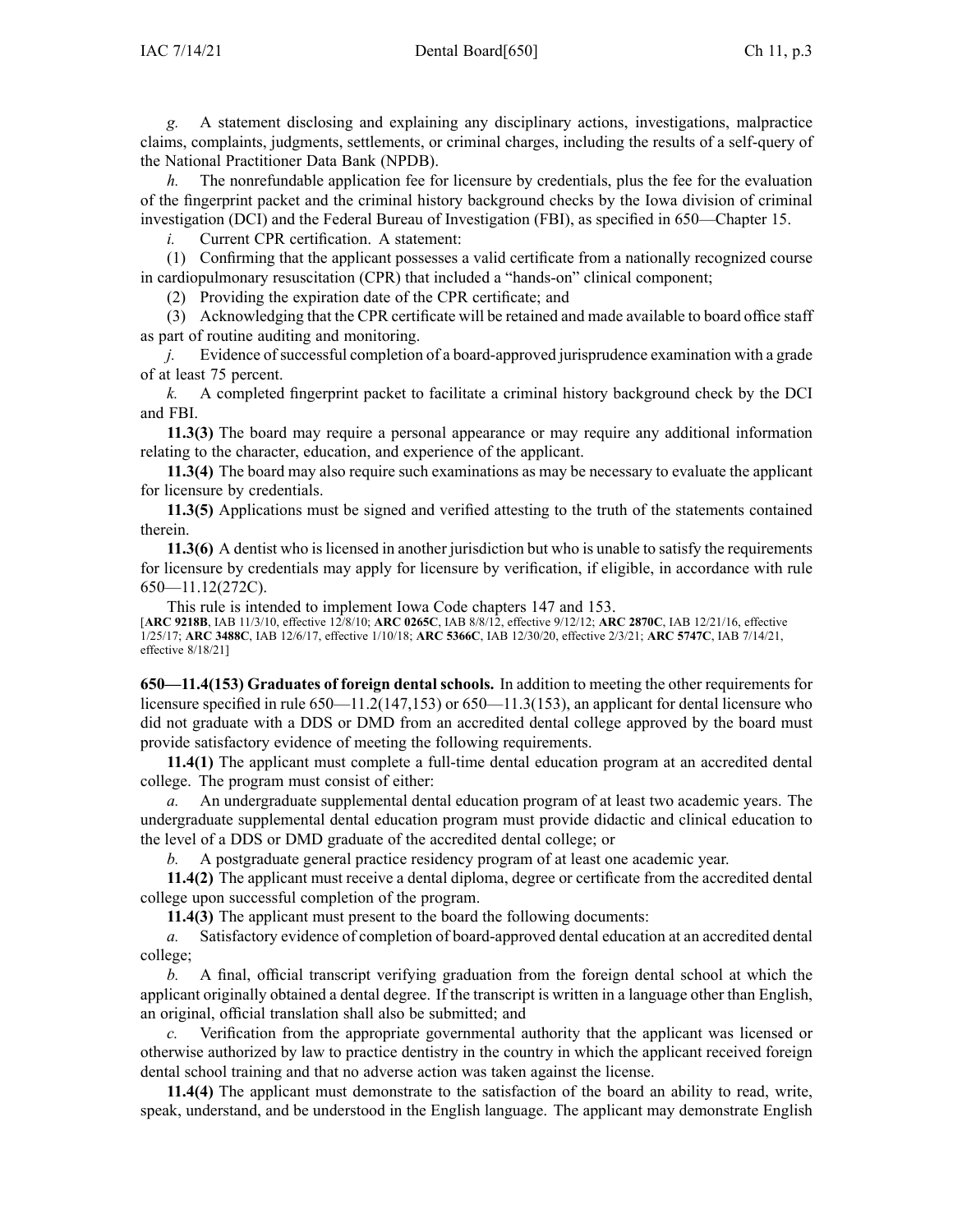*g.* A statement disclosing and explaining any disciplinary actions, investigations, malpractice claims, complaints, judgments, settlements, or criminal charges, including the results of a self-query of the National Practitioner Data Bank (NPDB).

*h.* The nonrefundable application fee for licensure by credentials, plus the fee for the evaluation of the fingerprint packet and the criminal history background checks by the Iowa division of criminal investigation (DCI) and the Federal Bureau of Investigation (FBI), as specified in 650—Chapter 15.

*i.* Current CPR certification. A statement:

(1) Confirming that the applicant possesses a valid certificate from a nationally recognized course in cardiopulmonary resuscitation (CPR) that included a "hands-on" clinical component;

(2) Providing the expiration date of the CPR certificate; and

(3) Acknowledging that the CPR certificate will be retained and made available to board office staff as part of routine auditing and monitoring.

*j.* Evidence of successful completion of a board-approved jurisprudence examination with a grade of at least 75 percent.

*k.* A completed fingerprint packet to facilitate a criminal history background check by the DCI and FBI.

**11.3(3)** The board may require a personal appearance or may require any additional information relating to the character, education, and experience of the applicant.

**11.3(4)** The board may also require such examinations as may be necessary to evaluate the applicant for licensure by credentials.

**11.3(5)** Applications must be signed and verified attesting to the truth of the statements contained therein.

**11.3(6)** A dentist who is licensed in another jurisdiction but who is unable to satisfy the requirements for licensure by credentials may apply for licensure by verification, if eligible, in accordance with rule 650—11.12(272C).

This rule is intended to implement Iowa Code chapters 147 and 153.

[**ARC 9218B**, IAB 11/3/10, effective 12/8/10; **ARC 0265C**, IAB 8/8/12, effective 9/12/12; **ARC 2870C**, IAB 12/21/16, effective 1/25/17; **ARC 3488C**, IAB 12/6/17, effective 1/10/18; **ARC 5366C**, IAB 12/30/20, effective 2/3/21; **ARC 5747C**, IAB 7/14/21, effective 8/18/21]

**650—11.4(153) Graduates of foreign dental schools.** In addition to meeting the other requirements for licensure specified in rule 650—11.2(147,153) or 650—11.3(153), an applicant for dental licensure who did not graduate with a DDS or DMD from an accredited dental college approved by the board must provide satisfactory evidence of meeting the following requirements.

**11.4(1)** The applicant must complete a full-time dental education program at an accredited dental college. The program must consist of either:

*a.* An undergraduate supplemental dental education program of at least two academic years. The undergraduate supplemental dental education program must provide didactic and clinical education to the level of a DDS or DMD graduate of the accredited dental college; or

*b.* A postgraduate general practice residency program of at least one academic year.

**11.4(2)** The applicant must receive a dental diploma, degree or certificate from the accredited dental college upon successful completion of the program.

**11.4(3)** The applicant must present to the board the following documents:

*a.* Satisfactory evidence of completion of board-approved dental education at an accredited dental college;

*b.* A final, official transcript verifying graduation from the foreign dental school at which the applicant originally obtained a dental degree. If the transcript is written in a language other than English, an original, official translation shall also be submitted; and

*c.* Verification from the appropriate governmental authority that the applicant was licensed or otherwise authorized by law to practice dentistry in the country in which the applicant received foreign dental school training and that no adverse action was taken against the license.

**11.4(4)** The applicant must demonstrate to the satisfaction of the board an ability to read, write, speak, understand, and be understood in the English language. The applicant may demonstrate English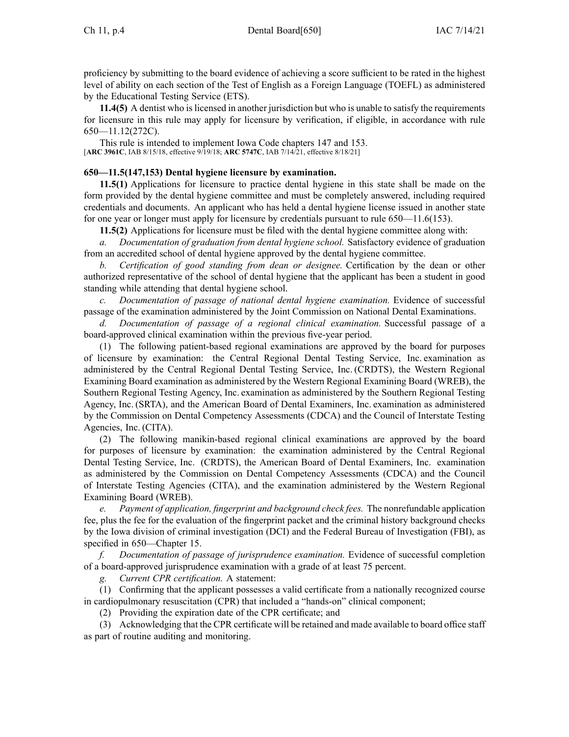proficiency by submitting to the board evidence of achieving a score sufficient to be rated in the highest level of ability on each section of the Test of English as a Foreign Language (TOEFL) as administered by the Educational Testing Service (ETS).

**11.4(5)** A dentist who is licensed in another jurisdiction but who is unable to satisfy the requirements for licensure in this rule may apply for licensure by verification, if eligible, in accordance with rule 650—11.12(272C).

This rule is intended to implement Iowa Code chapters 147 and 153.
[**ARC 3961C**, IAB 8/15/18, effective 9/19/18; **ARC 5747C**, IAB 7/14/21, effective 8/18/21]

**650—11.5(147,153) Dental hygiene licensure by examination.**

**11.5(1)** Applications for licensure to practice dental hygiene in this state shall be made on the form provided by the dental hygiene committee and must be completely answered, including required credentials and documents. An applicant who has held a dental hygiene license issued in another state for one year or longer must apply for licensure by credentials pursuant to rule 650—11.6(153).

**11.5(2)** Applications for licensure must be filed with the dental hygiene committee along with:

*a. Documentation of graduation from dental hygiene school.* Satisfactory evidence of graduation from an accredited school of dental hygiene approved by the dental hygiene committee.

*b. Certification of good standing from dean or designee.* Certification by the dean or other authorized representative of the school of dental hygiene that the applicant has been a student in good standing while attending that dental hygiene school.

*c. Documentation of passage of national dental hygiene examination.* Evidence of successful passage of the examination administered by the Joint Commission on National Dental Examinations.

*d. Documentation of passage of a regional clinical examination.* Successful passage of a board-approved clinical examination within the previous five-year period.

(1) The following patient-based regional examinations are approved by the board for purposes of licensure by examination: the Central Regional Dental Testing Service, Inc. examination as administered by the Central Regional Dental Testing Service, Inc. (CRDTS), the Western Regional Examining Board examination as administered by the Western Regional Examining Board (WREB), the Southern Regional Testing Agency, Inc. examination as administered by the Southern Regional Testing Agency, Inc. (SRTA), and the American Board of Dental Examiners, Inc. examination as administered by the Commission on Dental Competency Assessments (CDCA) and the Council of Interstate Testing Agencies, Inc. (CITA).

(2) The following manikin-based regional clinical examinations are approved by the board for purposes of licensure by examination: the examination administered by the Central Regional Dental Testing Service, Inc. (CRDTS), the American Board of Dental Examiners, Inc. examination as administered by the Commission on Dental Competency Assessments (CDCA) and the Council of Interstate Testing Agencies (CITA), and the examination administered by the Western Regional Examining Board (WREB).

*e. Payment of application, fingerprint and background check fees.* The nonrefundable application fee, plus the fee for the evaluation of the fingerprint packet and the criminal history background checks by the Iowa division of criminal investigation (DCI) and the Federal Bureau of Investigation (FBI), as specified in 650—Chapter 15.

*f. Documentation of passage of jurisprudence examination.* Evidence of successful completion of a board-approved jurisprudence examination with a grade of at least 75 percent.

*g. Current CPR certification.* A statement:

(1) Confirming that the applicant possesses a valid certificate from a nationally recognized course in cardiopulmonary resuscitation (CPR) that included a "hands-on" clinical component;

(2) Providing the expiration date of the CPR certificate; and

(3) Acknowledging that the CPR certificate will be retained and made available to board office staff as part of routine auditing and monitoring.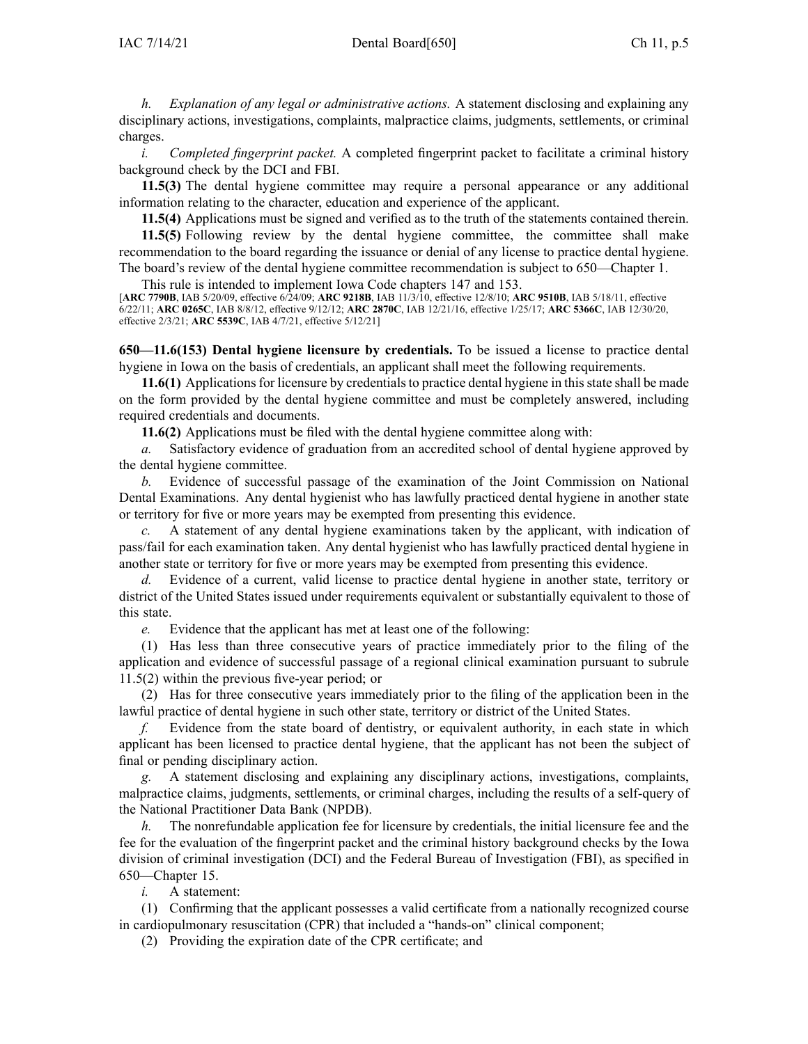*h. Explanation of any legal or administrative actions.* A statement disclosing and explaining any disciplinary actions, investigations, complaints, malpractice claims, judgments, settlements, or criminal charges.

*i. Completed fingerprint packet.* A completed fingerprint packet to facilitate a criminal history background check by the DCI and FBI.

**11.5(3)** The dental hygiene committee may require a personal appearance or any additional information relating to the character, education and experience of the applicant.

**11.5(4)** Applications must be signed and verified as to the truth of the statements contained therein.

**11.5(5)** Following review by the dental hygiene committee, the committee shall make recommendation to the board regarding the issuance or denial of any license to practice dental hygiene. The board's review of the dental hygiene committee recommendation is subject to 650—Chapter 1.

This rule is intended to implement Iowa Code chapters 147 and 153.

[**ARC 7790B**, IAB 5/20/09, effective 6/24/09; **ARC 9218B**, IAB 11/3/10, effective 12/8/10; **ARC 9510B**, IAB 5/18/11, effective 6/22/11; **ARC 0265C**, IAB 8/8/12, effective 9/12/12; **ARC 2870C**, IAB 12/21/16, effective 1/25/17; **ARC 5366C**, IAB 12/30/20, effective 2/3/21; **ARC 5539C**, IAB 4/7/21, effective 5/12/21]

**650—11.6(153) Dental hygiene licensure by credentials.** To be issued a license to practice dental hygiene in Iowa on the basis of credentials, an applicant shall meet the following requirements.

**11.6(1)** Applications for licensure by credentials to practice dental hygiene in this state shall be made on the form provided by the dental hygiene committee and must be completely answered, including required credentials and documents.

**11.6(2)** Applications must be filed with the dental hygiene committee along with:

*a.* Satisfactory evidence of graduation from an accredited school of dental hygiene approved by the dental hygiene committee.

*b.* Evidence of successful passage of the examination of the Joint Commission on National Dental Examinations. Any dental hygienist who has lawfully practiced dental hygiene in another state or territory for five or more years may be exempted from presenting this evidence.

*c.* A statement of any dental hygiene examinations taken by the applicant, with indication of pass/fail for each examination taken. Any dental hygienist who has lawfully practiced dental hygiene in another state or territory for five or more years may be exempted from presenting this evidence.

*d.* Evidence of a current, valid license to practice dental hygiene in another state, territory or district of the United States issued under requirements equivalent or substantially equivalent to those of this state.

*e.* Evidence that the applicant has met at least one of the following:

(1) Has less than three consecutive years of practice immediately prior to the filing of the application and evidence of successful passage of a regional clinical examination pursuant to subrule 11.5(2) within the previous five-year period; or

(2) Has for three consecutive years immediately prior to the filing of the application been in the lawful practice of dental hygiene in such other state, territory or district of the United States.

*f.* Evidence from the state board of dentistry, or equivalent authority, in each state in which applicant has been licensed to practice dental hygiene, that the applicant has not been the subject of final or pending disciplinary action.

*g.* A statement disclosing and explaining any disciplinary actions, investigations, complaints, malpractice claims, judgments, settlements, or criminal charges, including the results of a self-query of the National Practitioner Data Bank (NPDB).

*h.* The nonrefundable application fee for licensure by credentials, the initial licensure fee and the fee for the evaluation of the fingerprint packet and the criminal history background checks by the Iowa division of criminal investigation (DCI) and the Federal Bureau of Investigation (FBI), as specified in 650—Chapter 15.

*i.* A statement:

(1) Confirming that the applicant possesses a valid certificate from a nationally recognized course in cardiopulmonary resuscitation (CPR) that included a "hands-on" clinical component;

(2) Providing the expiration date of the CPR certificate; and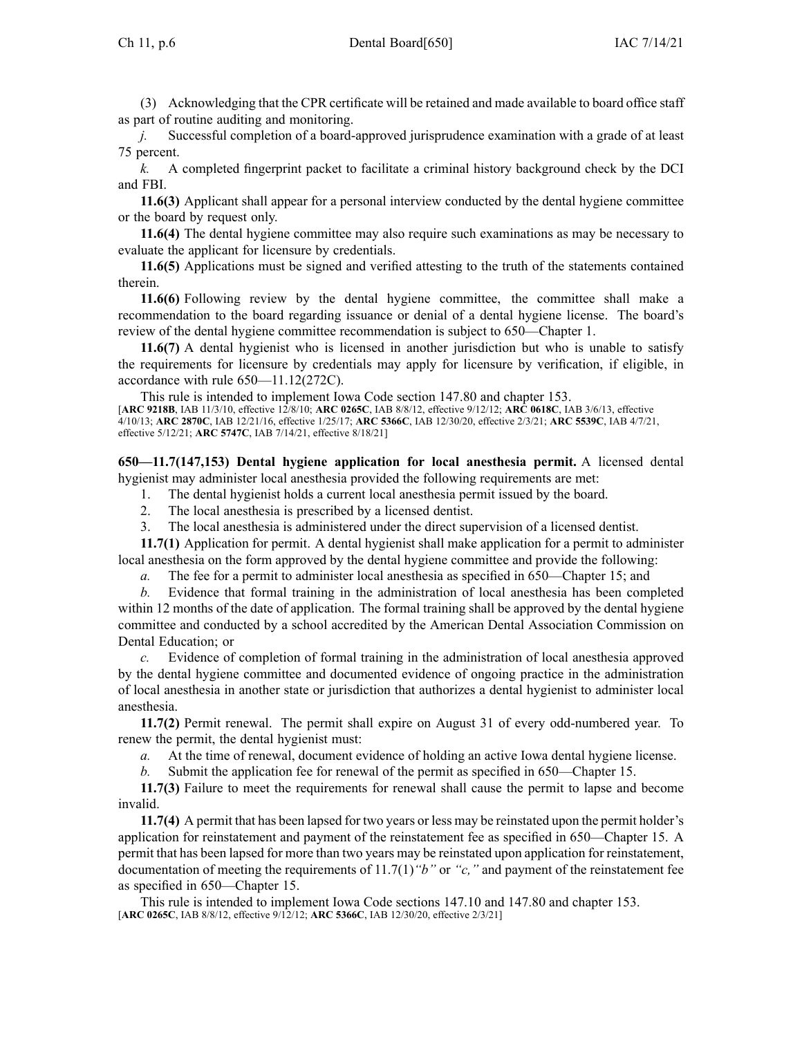(3) Acknowledging that the CPR certificate will be retained and made available to board office staff as part of routine auditing and monitoring.

*j.* Successful completion of a board-approved jurisprudence examination with a grade of at least 75 percent.

*k.* A completed fingerprint packet to facilitate a criminal history background check by the DCI and FBI.

**11.6(3)** Applicant shall appear for a personal interview conducted by the dental hygiene committee or the board by request only.

**11.6(4)** The dental hygiene committee may also require such examinations as may be necessary to evaluate the applicant for licensure by credentials.

**11.6(5)** Applications must be signed and verified attesting to the truth of the statements contained therein.

**11.6(6)** Following review by the dental hygiene committee, the committee shall make a recommendation to the board regarding issuance or denial of a dental hygiene license. The board's review of the dental hygiene committee recommendation is subject to 650—Chapter 1.

**11.6(7)** A dental hygienist who is licensed in another jurisdiction but who is unable to satisfy the requirements for licensure by credentials may apply for licensure by verification, if eligible, in accordance with rule 650—11.12(272C).

This rule is intended to implement Iowa Code section 147.80 and chapter 153.

[**ARC 9218B**, IAB 11/3/10, effective 12/8/10; **ARC 0265C**, IAB 8/8/12, effective 9/12/12; **ARC 0618C**, IAB 3/6/13, effective 4/10/13; **ARC 2870C**, IAB 12/21/16, effective 1/25/17; **ARC 5366C**, IAB 12/30/20, effective 2/3/21; **ARC 5539C**, IAB 4/7/21, effective 5/12/21; **ARC 5747C**, IAB 7/14/21, effective 8/18/21]

**650—11.7(147,153) Dental hygiene application for local anesthesia permit.** A licensed dental hygienist may administer local anesthesia provided the following requirements are met:

1. The dental hygienist holds a current local anesthesia permit issued by the board.
2. The local anesthesia is prescribed by a licensed dentist.
3. The local anesthesia is administered under the direct supervision of a licensed dentist.

**11.7(1)** Application for permit. A dental hygienist shall make application for a permit to administer local anesthesia on the form approved by the dental hygiene committee and provide the following:

*a.* The fee for a permit to administer local anesthesia as specified in 650—Chapter 15; and

*b.* Evidence that formal training in the administration of local anesthesia has been completed within 12 months of the date of application. The formal training shall be approved by the dental hygiene committee and conducted by a school accredited by the American Dental Association Commission on Dental Education; or

*c.* Evidence of completion of formal training in the administration of local anesthesia approved by the dental hygiene committee and documented evidence of ongoing practice in the administration of local anesthesia in another state or jurisdiction that authorizes a dental hygienist to administer local anesthesia.

**11.7(2)** Permit renewal. The permit shall expire on August 31 of every odd-numbered year. To renew the permit, the dental hygienist must:

*a.* At the time of renewal, document evidence of holding an active Iowa dental hygiene license.

*b.* Submit the application fee for renewal of the permit as specified in 650—Chapter 15.

**11.7(3)** Failure to meet the requirements for renewal shall cause the permit to lapse and become invalid.

**11.7(4)** A permit that has been lapsed for two years or less may be reinstated upon the permit holder's application for reinstatement and payment of the reinstatement fee as specified in 650—Chapter 15. A permit that has been lapsed for more than two years may be reinstated upon application for reinstatement, documentation of meeting the requirements of 11.7(1)*"b"* or *"c,"* and payment of the reinstatement fee as specified in 650—Chapter 15.

This rule is intended to implement Iowa Code sections 147.10 and 147.80 and chapter 153.

[**ARC 0265C**, IAB 8/8/12, effective 9/12/12; **ARC 5366C**, IAB 12/30/20, effective 2/3/21]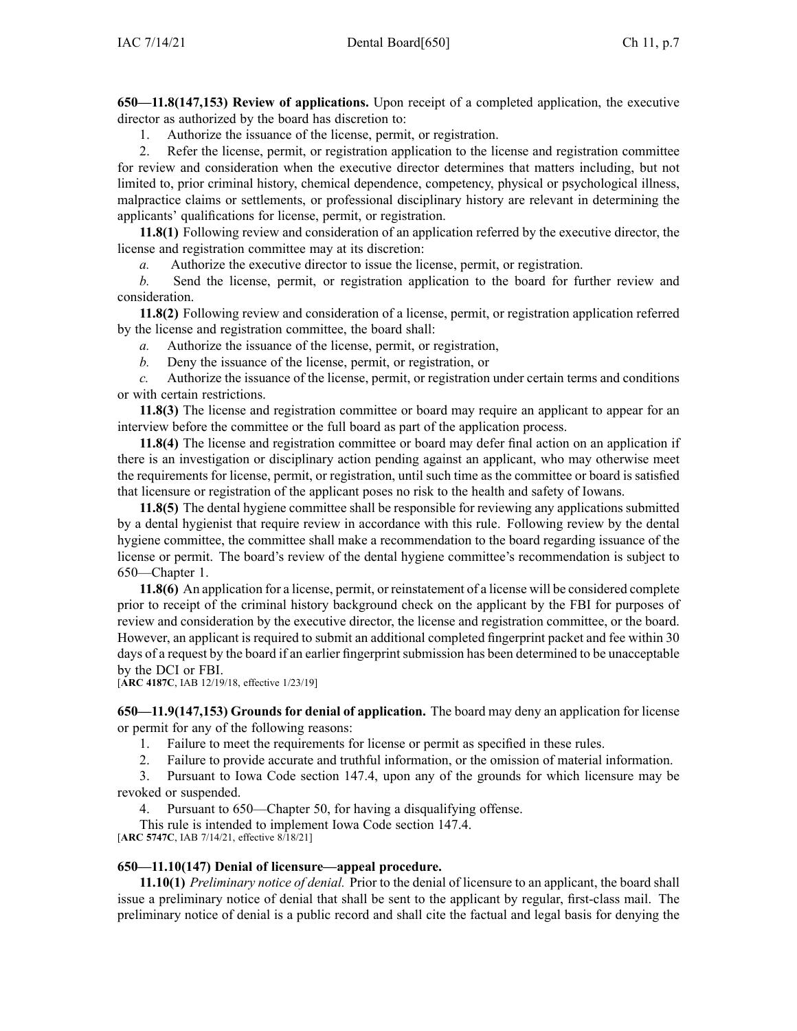**650—11.8(147,153) Review of applications.** Upon receipt of a completed application, the executive director as authorized by the board has discretion to:

1. Authorize the issuance of the license, permit, or registration.
2. Refer the license, permit, or registration application to the license and registration committee for review and consideration when the executive director determines that matters including, but not limited to, prior criminal history, chemical dependence, competency, physical or psychological illness, malpractice claims or settlements, or professional disciplinary history are relevant in determining the applicants' qualifications for license, permit, or registration.

**11.8(1)** Following review and consideration of an application referred by the executive director, the license and registration committee may at its discretion:

*a.* Authorize the executive director to issue the license, permit, or registration.

*b.* Send the license, permit, or registration application to the board for further review and consideration.

**11.8(2)** Following review and consideration of a license, permit, or registration application referred by the license and registration committee, the board shall:

*a.* Authorize the issuance of the license, permit, or registration,

*b.* Deny the issuance of the license, permit, or registration, or

*c.* Authorize the issuance of the license, permit, or registration under certain terms and conditions or with certain restrictions.

**11.8(3)** The license and registration committee or board may require an applicant to appear for an interview before the committee or the full board as part of the application process.

**11.8(4)** The license and registration committee or board may defer final action on an application if there is an investigation or disciplinary action pending against an applicant, who may otherwise meet the requirements for license, permit, or registration, until such time as the committee or board is satisfied that licensure or registration of the applicant poses no risk to the health and safety of Iowans.

**11.8(5)** The dental hygiene committee shall be responsible for reviewing any applications submitted by a dental hygienist that require review in accordance with this rule. Following review by the dental hygiene committee, the committee shall make a recommendation to the board regarding issuance of the license or permit. The board's review of the dental hygiene committee's recommendation is subject to 650—Chapter 1.

**11.8(6)** An application for a license, permit, or reinstatement of a license will be considered complete prior to receipt of the criminal history background check on the applicant by the FBI for purposes of review and consideration by the executive director, the license and registration committee, or the board. However, an applicant is required to submit an additional completed fingerprint packet and fee within 30 days of a request by the board if an earlier fingerprint submission has been determined to be unacceptable by the DCI or FBI.

[**ARC 4187C**, IAB 12/19/18, effective 1/23/19]

**650—11.9(147,153) Grounds for denial of application.** The board may deny an application for license or permit for any of the following reasons:

1. Failure to meet the requirements for license or permit as specified in these rules.
2. Failure to provide accurate and truthful information, or the omission of material information.
3. Pursuant to Iowa Code section 147.4, upon any of the grounds for which licensure may be revoked or suspended.
4. Pursuant to 650—Chapter 50, for having a disqualifying offense.

This rule is intended to implement Iowa Code section 147.4.

[**ARC 5747C**, IAB 7/14/21, effective 8/18/21]

**650—11.10(147) Denial of licensure—appeal procedure.**

**11.10(1)** *Preliminary notice of denial.* Prior to the denial of licensure to an applicant, the board shall issue a preliminary notice of denial that shall be sent to the applicant by regular, first-class mail. The preliminary notice of denial is a public record and shall cite the factual and legal basis for denying the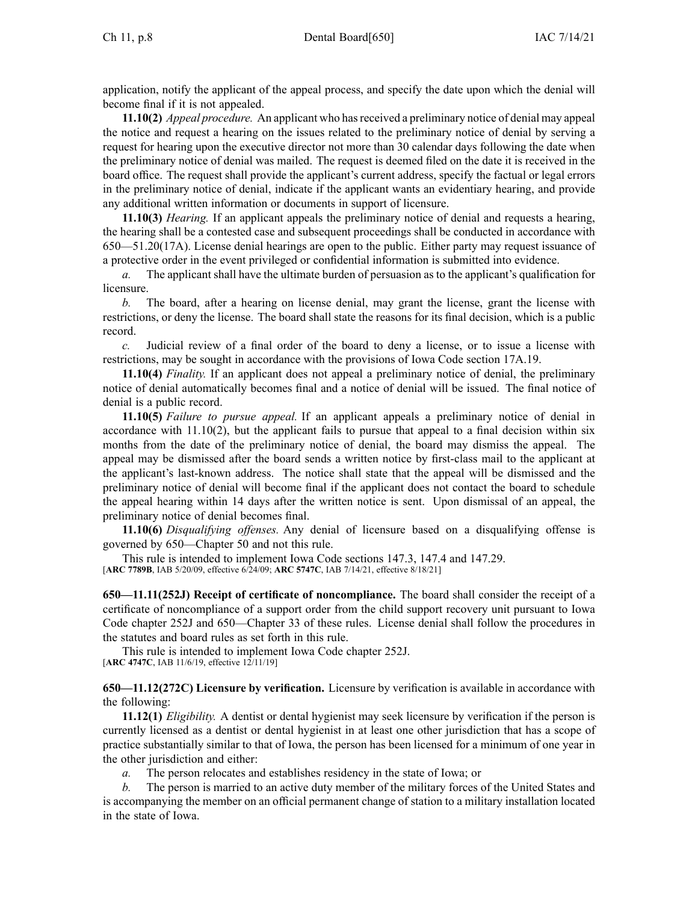application, notify the applicant of the appeal process, and specify the date upon which the denial will become final if it is not appealed.

**11.10(2)** *Appeal procedure.* An applicant who has received a preliminary notice of denial may appeal the notice and request a hearing on the issues related to the preliminary notice of denial by serving a request for hearing upon the executive director not more than 30 calendar days following the date when the preliminary notice of denial was mailed. The request is deemed filed on the date it is received in the board office. The request shall provide the applicant's current address, specify the factual or legal errors in the preliminary notice of denial, indicate if the applicant wants an evidentiary hearing, and provide any additional written information or documents in support of licensure.

**11.10(3)** *Hearing.* If an applicant appeals the preliminary notice of denial and requests a hearing, the hearing shall be a contested case and subsequent proceedings shall be conducted in accordance with 650—51.20(17A). License denial hearings are open to the public. Either party may request issuance of a protective order in the event privileged or confidential information is submitted into evidence.

*a.* The applicant shall have the ultimate burden of persuasion as to the applicant's qualification for licensure.

*b.* The board, after a hearing on license denial, may grant the license, grant the license with restrictions, or deny the license. The board shall state the reasons for its final decision, which is a public record.

*c.* Judicial review of a final order of the board to deny a license, or to issue a license with restrictions, may be sought in accordance with the provisions of Iowa Code section 17A.19.

**11.10(4)** *Finality.* If an applicant does not appeal a preliminary notice of denial, the preliminary notice of denial automatically becomes final and a notice of denial will be issued. The final notice of denial is a public record.

**11.10(5)** *Failure to pursue appeal.* If an applicant appeals a preliminary notice of denial in accordance with 11.10(2), but the applicant fails to pursue that appeal to a final decision within six months from the date of the preliminary notice of denial, the board may dismiss the appeal. The appeal may be dismissed after the board sends a written notice by first-class mail to the applicant at the applicant's last-known address. The notice shall state that the appeal will be dismissed and the preliminary notice of denial will become final if the applicant does not contact the board to schedule the appeal hearing within 14 days after the written notice is sent. Upon dismissal of an appeal, the preliminary notice of denial becomes final.

**11.10(6)** *Disqualifying offenses.* Any denial of licensure based on a disqualifying offense is governed by 650—Chapter 50 and not this rule.

This rule is intended to implement Iowa Code sections 147.3, 147.4 and 147.29.
[**ARC 7789B**, IAB 5/20/09, effective 6/24/09; **ARC 5747C**, IAB 7/14/21, effective 8/18/21]

**650—11.11(252J) Receipt of certificate of noncompliance.** The board shall consider the receipt of a certificate of noncompliance of a support order from the child support recovery unit pursuant to Iowa Code chapter 252J and 650—Chapter 33 of these rules. License denial shall follow the procedures in the statutes and board rules as set forth in this rule.

This rule is intended to implement Iowa Code chapter 252J.
[**ARC 4747C**, IAB 11/6/19, effective 12/11/19]

**650—11.12(272C) Licensure by verification.** Licensure by verification is available in accordance with the following:

**11.12(1)** *Eligibility.* A dentist or dental hygienist may seek licensure by verification if the person is currently licensed as a dentist or dental hygienist in at least one other jurisdiction that has a scope of practice substantially similar to that of Iowa, the person has been licensed for a minimum of one year in the other jurisdiction and either:

*a.* The person relocates and establishes residency in the state of Iowa; or

*b.* The person is married to an active duty member of the military forces of the United States and is accompanying the member on an official permanent change of station to a military installation located in the state of Iowa.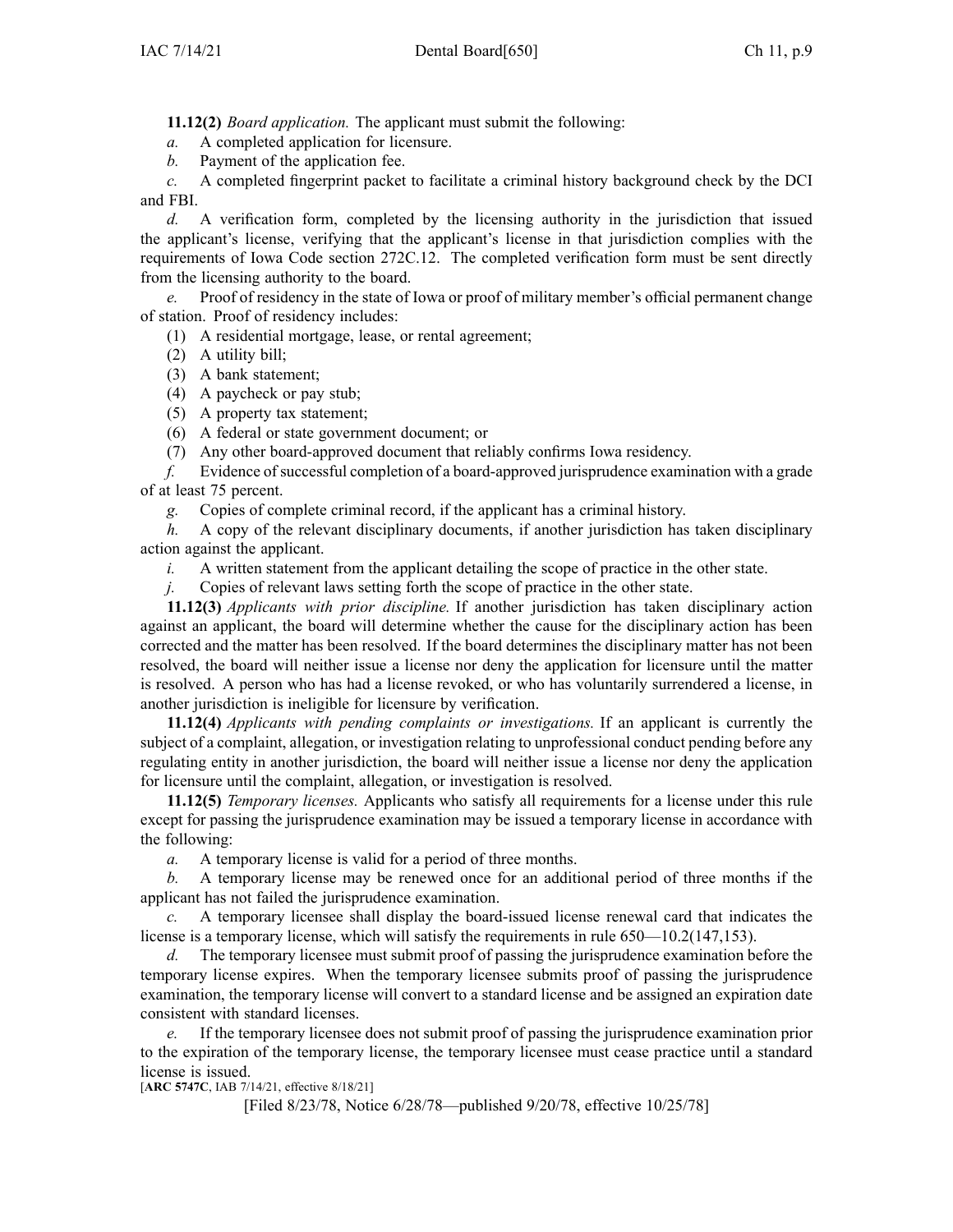**11.12(2)** *Board application.* The applicant must submit the following:

*a.* A completed application for licensure.

*b.* Payment of the application fee.

*c.* A completed fingerprint packet to facilitate a criminal history background check by the DCI and FBI.

*d.* A verification form, completed by the licensing authority in the jurisdiction that issued the applicant's license, verifying that the applicant's license in that jurisdiction complies with the requirements of Iowa Code section 272C.12. The completed verification form must be sent directly from the licensing authority to the board.

*e.* Proof of residency in the state of Iowa or proof of military member's official permanent change of station. Proof of residency includes:

(1) A residential mortgage, lease, or rental agreement;

(2) A utility bill;

(3) A bank statement;

(4) A paycheck or pay stub;

(5) A property tax statement;

(6) A federal or state government document; or

(7) Any other board-approved document that reliably confirms Iowa residency.

*f.* Evidence of successful completion of a board-approved jurisprudence examination with a grade of at least 75 percent.

*g.* Copies of complete criminal record, if the applicant has a criminal history.

*h.* A copy of the relevant disciplinary documents, if another jurisdiction has taken disciplinary action against the applicant.

*i.* A written statement from the applicant detailing the scope of practice in the other state.

*j.* Copies of relevant laws setting forth the scope of practice in the other state.

**11.12(3)** *Applicants with prior discipline.* If another jurisdiction has taken disciplinary action against an applicant, the board will determine whether the cause for the disciplinary action has been corrected and the matter has been resolved. If the board determines the disciplinary matter has not been resolved, the board will neither issue a license nor deny the application for licensure until the matter is resolved. A person who has had a license revoked, or who has voluntarily surrendered a license, in another jurisdiction is ineligible for licensure by verification.

**11.12(4)** *Applicants with pending complaints or investigations.* If an applicant is currently the subject of a complaint, allegation, or investigation relating to unprofessional conduct pending before any regulating entity in another jurisdiction, the board will neither issue a license nor deny the application for licensure until the complaint, allegation, or investigation is resolved.

**11.12(5)** *Temporary licenses.* Applicants who satisfy all requirements for a license under this rule except for passing the jurisprudence examination may be issued a temporary license in accordance with the following:

*a.* A temporary license is valid for a period of three months.

*b.* A temporary license may be renewed once for an additional period of three months if the applicant has not failed the jurisprudence examination.

*c.* A temporary licensee shall display the board-issued license renewal card that indicates the license is a temporary license, which will satisfy the requirements in rule 650—10.2(147,153).

*d.* The temporary licensee must submit proof of passing the jurisprudence examination before the temporary license expires. When the temporary licensee submits proof of passing the jurisprudence examination, the temporary license will convert to a standard license and be assigned an expiration date consistent with standard licenses.

*e.* If the temporary licensee does not submit proof of passing the jurisprudence examination prior to the expiration of the temporary license, the temporary licensee must cease practice until a standard license is issued.

[**ARC 5747C**, IAB 7/14/21, effective 8/18/21]

[Filed 8/23/78, Notice 6/28/78—published 9/20/78, effective 10/25/78]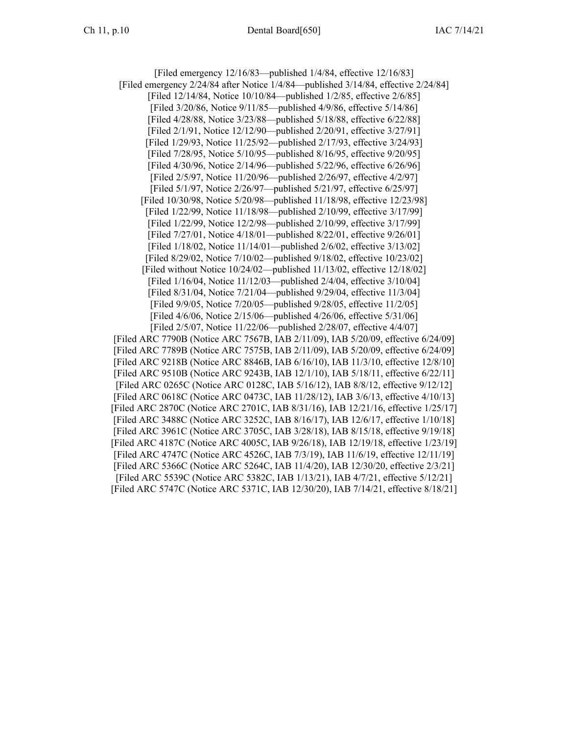[Filed emergency 12/16/83—published 1/4/84, effective 12/16/83]
[Filed emergency 2/24/84 after Notice 1/4/84—published 3/14/84, effective 2/24/84]
[Filed 12/14/84, Notice 10/10/84—published 1/2/85, effective 2/6/85]
[Filed 3/20/86, Notice 9/11/85—published 4/9/86, effective 5/14/86]
[Filed 4/28/88, Notice 3/23/88—published 5/18/88, effective 6/22/88]
[Filed 2/1/91, Notice 12/12/90—published 2/20/91, effective 3/27/91]
[Filed 1/29/93, Notice 11/25/92—published 2/17/93, effective 3/24/93]
[Filed 7/28/95, Notice 5/10/95—published 8/16/95, effective 9/20/95]
[Filed 4/30/96, Notice 2/14/96—published 5/22/96, effective 6/26/96]
[Filed 2/5/97, Notice 11/20/96—published 2/26/97, effective 4/2/97]
[Filed 5/1/97, Notice 2/26/97—published 5/21/97, effective 6/25/97]
[Filed 10/30/98, Notice 5/20/98—published 11/18/98, effective 12/23/98]
[Filed 1/22/99, Notice 11/18/98—published 2/10/99, effective 3/17/99]
[Filed 1/22/99, Notice 12/2/98—published 2/10/99, effective 3/17/99]
[Filed 7/27/01, Notice 4/18/01—published 8/22/01, effective 9/26/01]
[Filed 1/18/02, Notice 11/14/01—published 2/6/02, effective 3/13/02]
[Filed 8/29/02, Notice 7/10/02—published 9/18/02, effective 10/23/02]
[Filed without Notice 10/24/02—published 11/13/02, effective 12/18/02]
[Filed 1/16/04, Notice 11/12/03—published 2/4/04, effective 3/10/04]
[Filed 8/31/04, Notice 7/21/04—published 9/29/04, effective 11/3/04]
[Filed 9/9/05, Notice 7/20/05—published 9/28/05, effective 11/2/05]
[Filed 4/6/06, Notice 2/15/06—published 4/26/06, effective 5/31/06]
[Filed 2/5/07, Notice 11/22/06—published 2/28/07, effective 4/4/07]
[Filed ARC 7790B (Notice ARC 7567B, IAB 2/11/09), IAB 5/20/09, effective 6/24/09]
[Filed ARC 7789B (Notice ARC 7575B, IAB 2/11/09), IAB 5/20/09, effective 6/24/09]
[Filed ARC 9218B (Notice ARC 8846B, IAB 6/16/10), IAB 11/3/10, effective 12/8/10]
[Filed ARC 9510B (Notice ARC 9243B, IAB 12/1/10), IAB 5/18/11, effective 6/22/11]
[Filed ARC 0265C (Notice ARC 0128C, IAB 5/16/12), IAB 8/8/12, effective 9/12/12]
[Filed ARC 0618C (Notice ARC 0473C, IAB 11/28/12), IAB 3/6/13, effective 4/10/13]
[Filed ARC 2870C (Notice ARC 2701C, IAB 8/31/16), IAB 12/21/16, effective 1/25/17]
[Filed ARC 3488C (Notice ARC 3252C, IAB 8/16/17), IAB 12/6/17, effective 1/10/18]
[Filed ARC 3961C (Notice ARC 3705C, IAB 3/28/18), IAB 8/15/18, effective 9/19/18]
[Filed ARC 4187C (Notice ARC 4005C, IAB 9/26/18), IAB 12/19/18, effective 1/23/19]
[Filed ARC 4747C (Notice ARC 4526C, IAB 7/3/19), IAB 11/6/19, effective 12/11/19]
[Filed ARC 5366C (Notice ARC 5264C, IAB 11/4/20), IAB 12/30/20, effective 2/3/21]
[Filed ARC 5539C (Notice ARC 5382C, IAB 1/13/21), IAB 4/7/21, effective 5/12/21]
[Filed ARC 5747C (Notice ARC 5371C, IAB 12/30/20), IAB 7/14/21, effective 8/18/21]